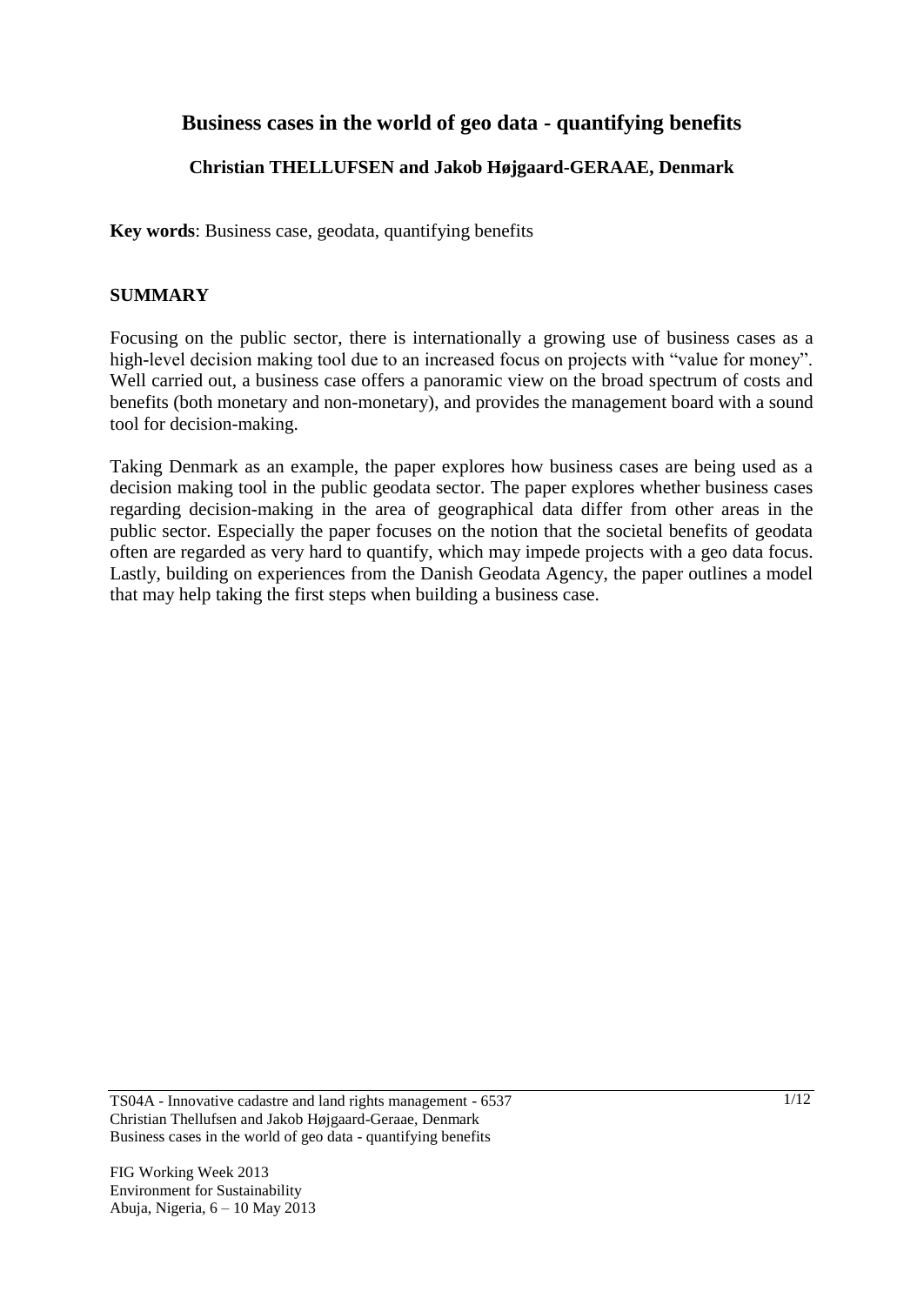# Business cases in the world of geo data - quantifying benefits

**Christian THELLUFSEN and Jakob Højgaard-GERAAE, Denmark**

**Key words**: Business case, geodata, quantifying benefits

## SUMMARY

Focusing on the public sector, there is internationally a growing use of business cases as a high-level decision making tool due to an increased focus on projects with "value for money". Well carried out, a business case offers a panoramic view on the broad spectrum of costs and benefits (both monetary and non-monetary), and provides the management board with a sound tool for decision-making.

Taking Denmark as an example, the paper explores how business cases are being used as a decision making tool in the public geodata sector. The paper explores whether business cases regarding decision-making in the area of geographical data differ from other areas in the public sector. Especially the paper focuses on the notion that the societal benefits of geodata often are regarded as very hard to quantify, which may impede projects with a geo data focus. Lastly, building on experiences from the Danish Geodata Agency, the paper outlines a model that may help taking the first steps when building a business case.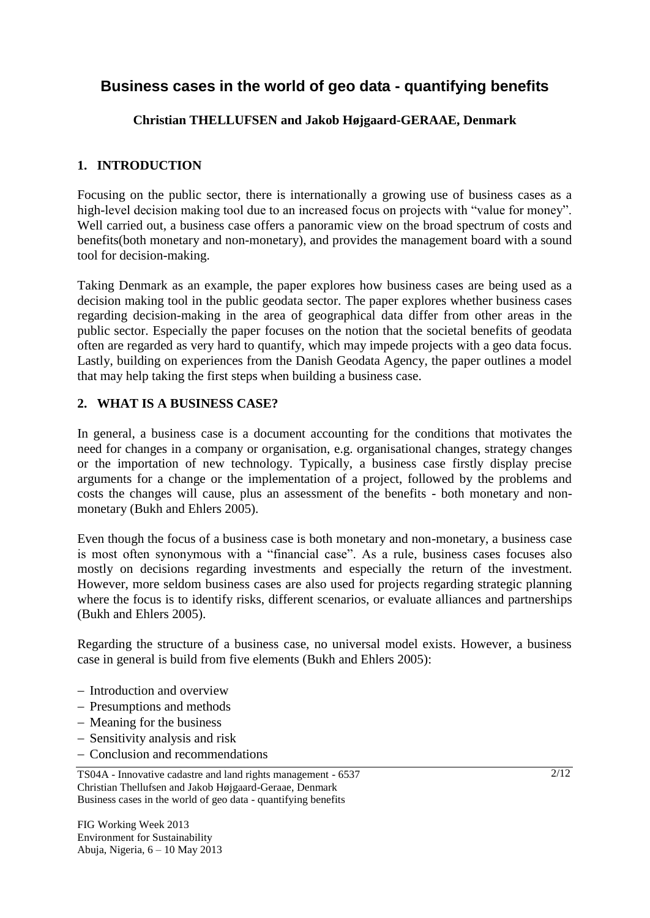# Business cases in the world of geo data - quantifying benefits

**Christian THELLUFSEN and Jakob Højgaard-GERAAE, Denmark**

## 1. INTRODUCTION

Focusing on the public sector, there is internationally a growing use of business cases as a high-level decision making tool due to an increased focus on projects with "value for money". Well carried out, a business case offers a panoramic view on the broad spectrum of costs and benefits(both monetary and non-monetary), and provides the management board with a sound tool for decision-making.

Taking Denmark as an example, the paper explores how business cases are being used as a decision making tool in the public geodata sector. The paper explores whether business cases regarding decision-making in the area of geographical data differ from other areas in the public sector. Especially the paper focuses on the notion that the societal benefits of geodata often are regarded as very hard to quantify, which may impede projects with a geo data focus. Lastly, building on experiences from the Danish Geodata Agency, the paper outlines a model that may help taking the first steps when building a business case.

## 2. WHAT IS A BUSINESS CASE?

In general, a business case is a document accounting for the conditions that motivates the need for changes in a company or organisation, e.g. organisational changes, strategy changes or the importation of new technology. Typically, a business case firstly display precise arguments for a change or the implementation of a project, followed by the problems and costs the changes will cause, plus an assessment of the benefits - both monetary and non-monetary (Bukh and Ehlers 2005).

Even though the focus of a business case is both monetary and non-monetary, a business case is most often synonymous with a "financial case". As a rule, business cases focuses also mostly on decisions regarding investments and especially the return of the investment. However, more seldom business cases are also used for projects regarding strategic planning where the focus is to identify risks, different scenarios, or evaluate alliances and partnerships (Bukh and Ehlers 2005).

Regarding the structure of a business case, no universal model exists. However, a business case in general is build from five elements (Bukh and Ehlers 2005):

- Introduction and overview
- Presumptions and methods
- Meaning for the business
- Sensitivity analysis and risk
- Conclusion and recommendations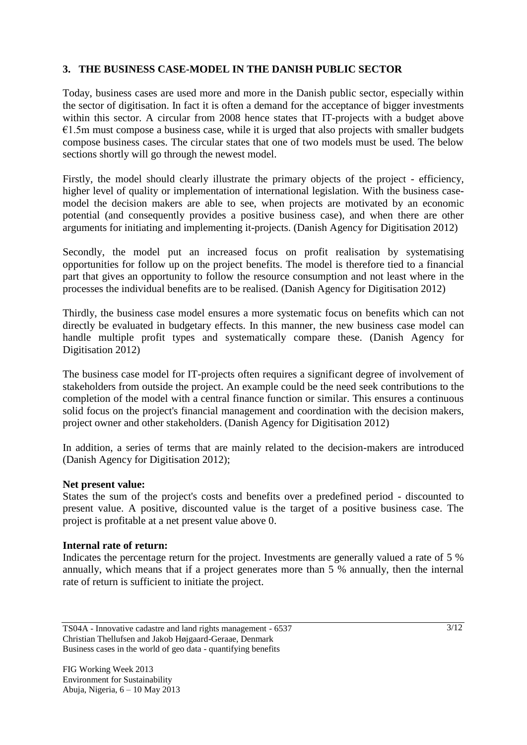## 3. THE BUSINESS CASE-MODEL IN THE DANISH PUBLIC SECTOR

Today, business cases are used more and more in the Danish public sector, especially within the sector of digitisation. In fact it is often a demand for the acceptance of bigger investments within this sector. A circular from 2008 hence states that IT-projects with a budget above €1.5m must compose a business case, while it is urged that also projects with smaller budgets compose business cases. The circular states that one of two models must be used. The below sections shortly will go through the newest model.

Firstly, the model should clearly illustrate the primary objects of the project - efficiency, higher level of quality or implementation of international legislation. With the business case-model the decision makers are able to see, when projects are motivated by an economic potential (and consequently provides a positive business case), and when there are other arguments for initiating and implementing it-projects. (Danish Agency for Digitisation 2012)

Secondly, the model put an increased focus on profit realisation by systematising opportunities for follow up on the project benefits. The model is therefore tied to a financial part that gives an opportunity to follow the resource consumption and not least where in the processes the individual benefits are to be realised. (Danish Agency for Digitisation 2012)

Thirdly, the business case model ensures a more systematic focus on benefits which can not directly be evaluated in budgetary effects. In this manner, the new business case model can handle multiple profit types and systematically compare these. (Danish Agency for Digitisation 2012)

The business case model for IT-projects often requires a significant degree of involvement of stakeholders from outside the project. An example could be the need seek contributions to the completion of the model with a central finance function or similar. This ensures a continuous solid focus on the project's financial management and coordination with the decision makers, project owner and other stakeholders. (Danish Agency for Digitisation 2012)

In addition, a series of terms that are mainly related to the decision-makers are introduced (Danish Agency for Digitisation 2012);

**Net present value:**
States the sum of the project's costs and benefits over a predefined period - discounted to present value. A positive, discounted value is the target of a positive business case. The project is profitable at a net present value above 0.

**Internal rate of return:**
Indicates the percentage return for the project. Investments are generally valued a rate of 5 % annually, which means that if a project generates more than 5 % annually, then the internal rate of return is sufficient to initiate the project.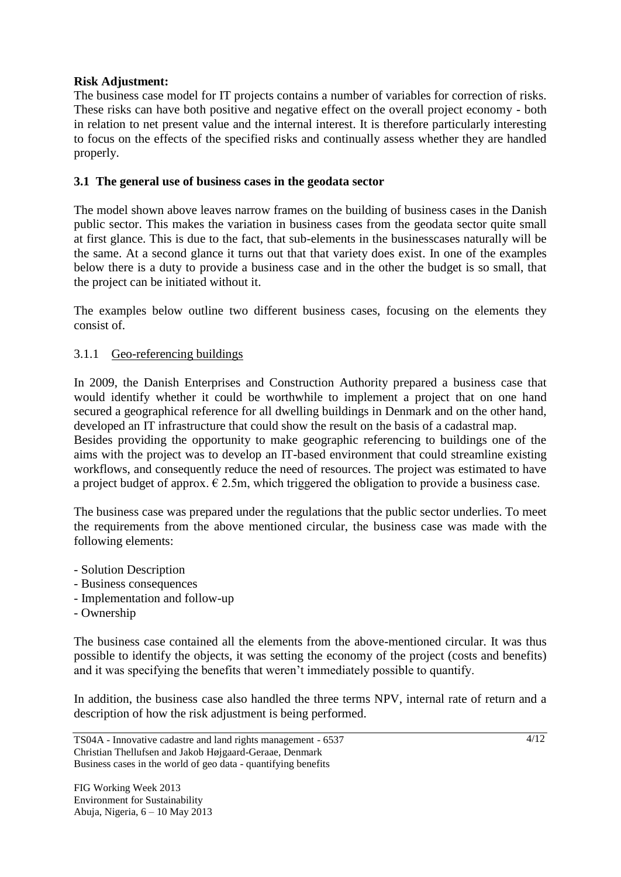**Risk Adjustment:**
The business case model for IT projects contains a number of variables for correction of risks. These risks can have both positive and negative effect on the overall project economy - both in relation to net present value and the internal interest. It is therefore particularly interesting to focus on the effects of the specified risks and continually assess whether they are handled properly.

### 3.1 The general use of business cases in the geodata sector

The model shown above leaves narrow frames on the building of business cases in the Danish public sector. This makes the variation in business cases from the geodata sector quite small at first glance. This is due to the fact, that sub-elements in the businesscases naturally will be the same. At a second glance it turns out that that variety does exist. In one of the examples below there is a duty to provide a business case and in the other the budget is so small, that the project can be initiated without it.

The examples below outline two different business cases, focusing on the elements they consist of.

#### 3.1.1 Geo-referencing buildings

In 2009, the Danish Enterprises and Construction Authority prepared a business case that would identify whether it could be worthwhile to implement a project that on one hand secured a geographical reference for all dwelling buildings in Denmark and on the other hand, developed an IT infrastructure that could show the result on the basis of a cadastral map.
Besides providing the opportunity to make geographic referencing to buildings one of the aims with the project was to develop an IT-based environment that could streamline existing workflows, and consequently reduce the need of resources. The project was estimated to have a project budget of approx. € 2.5m, which triggered the obligation to provide a business case.

The business case was prepared under the regulations that the public sector underlies. To meet the requirements from the above mentioned circular, the business case was made with the following elements:

- Solution Description
- Business consequences
- Implementation and follow-up
- Ownership

The business case contained all the elements from the above-mentioned circular. It was thus possible to identify the objects, it was setting the economy of the project (costs and benefits) and it was specifying the benefits that weren't immediately possible to quantify.

In addition, the business case also handled the three terms NPV, internal rate of return and a description of how the risk adjustment is being performed.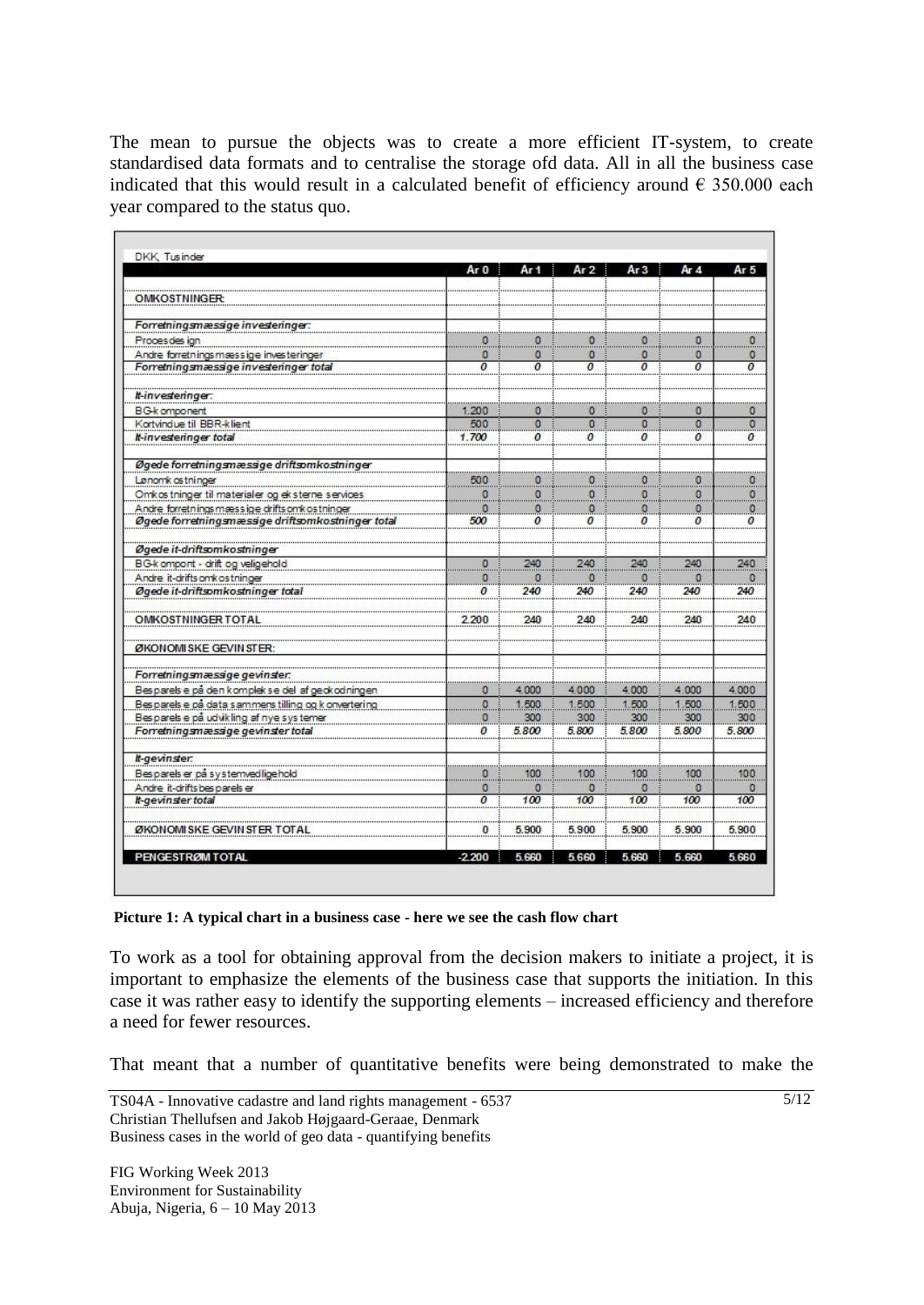The mean to pursue the objects was to create a more efficient IT-system, to create standardised data formats and to centralise the storage ofd data. All in all the business case indicated that this would result in a calculated benefit of efficiency around € 350.000 each year compared to the status quo.

| DKK, Tusinder | År 0 | År 1 | År 2 | År 3 | År 4 | År 5 |
|---|---|---|---|---|---|---|
| **OMKOSTNINGER:** | | | | | | |
| ***Forretningsmæssige investeringer:*** | | | | | | |
| Procesdesign | 0 | 0 | 0 | 0 | 0 | 0 |
| Andre forretningsmæssige investeringer | 0 | 0 | 0 | 0 | 0 | 0 |
| ***Forretningsmæssige investeringer total*** | *0* | *0* | *0* | *0* | *0* | *0* |
| ***It-investeringer:*** | | | | | | |
| BG-komponent | 1.200 | 0 | 0 | 0 | 0 | 0 |
| Kortvindue til BBR-klient | 500 | 0 | 0 | 0 | 0 | 0 |
| ***It-investeringer total*** | *1.700* | *0* | *0* | *0* | *0* | *0* |
| ***Øgede forretningsmæssige driftsomkostninger*** | | | | | | |
| Lønomkostninger | 500 | 0 | 0 | 0 | 0 | 0 |
| Omkostninger til materialer og eksterne services | 0 | 0 | 0 | 0 | 0 | 0 |
| Andre forretningsmæssige driftsomkostninger | 0 | 0 | 0 | 0 | 0 | 0 |
| ***Øgede forretningsmæssige driftsomkostninger total*** | *500* | *0* | *0* | *0* | *0* | *0* |
| ***Øgede it-driftsomkostninger*** | | | | | | |
| BG-kompont - drift og vedligehold | 0 | 240 | 240 | 240 | 240 | 240 |
| Andre it-driftsomkostninger | 0 | 0 | 0 | 0 | 0 | 0 |
| ***Øgede it-driftsomkostninger total*** | *0* | *240* | *240* | *240* | *240* | *240* |
| **OMKOSTNINGER TOTAL** | 2.200 | 240 | 240 | 240 | 240 | 240 |
| **ØKONOMISKE GEVINSTER:** | | | | | | |
| ***Forretningsmæssige gevinster:*** | | | | | | |
| Besparelse på den komplekse del af geokodningen | 0 | 4.000 | 4.000 | 4.000 | 4.000 | 4.000 |
| Besparelse på data sammenstilling og konvertering | 0 | 1.500 | 1.500 | 1.500 | 1.500 | 1.500 |
| Besparelse på udvikling af nye systemer | 0 | 300 | 300 | 300 | 300 | 300 |
| ***Forretningsmæssige gevinster total*** | *0* | *5.800* | *5.800* | *5.800* | *5.800* | *5.800* |
| ***It-gevinster:*** | | | | | | |
| Besparelser på systemvedligehold | 0 | 100 | 100 | 100 | 100 | 100 |
| Andre it-driftsbesparelser | 0 | 0 | 0 | 0 | 0 | 0 |
| ***It-gevinster total*** | *0* | *100* | *100* | *100* | *100* | *100* |
| **ØKONOMISKE GEVINSTER TOTAL** | 0 | 5.900 | 5.900 | 5.900 | 5.900 | 5.900 |
| **PENGESTRØM TOTAL** | -2.200 | 5.660 | 5.660 | 5.660 | 5.660 | 5.660 |

**Picture 1: A typical chart in a business case - here we see the cash flow chart**

To work as a tool for obtaining approval from the decision makers to initiate a project, it is important to emphasize the elements of the business case that supports the initiation. In this case it was rather easy to identify the supporting elements – increased efficiency and therefore a need for fewer resources.

That meant that a number of quantitative benefits were being demonstrated to make the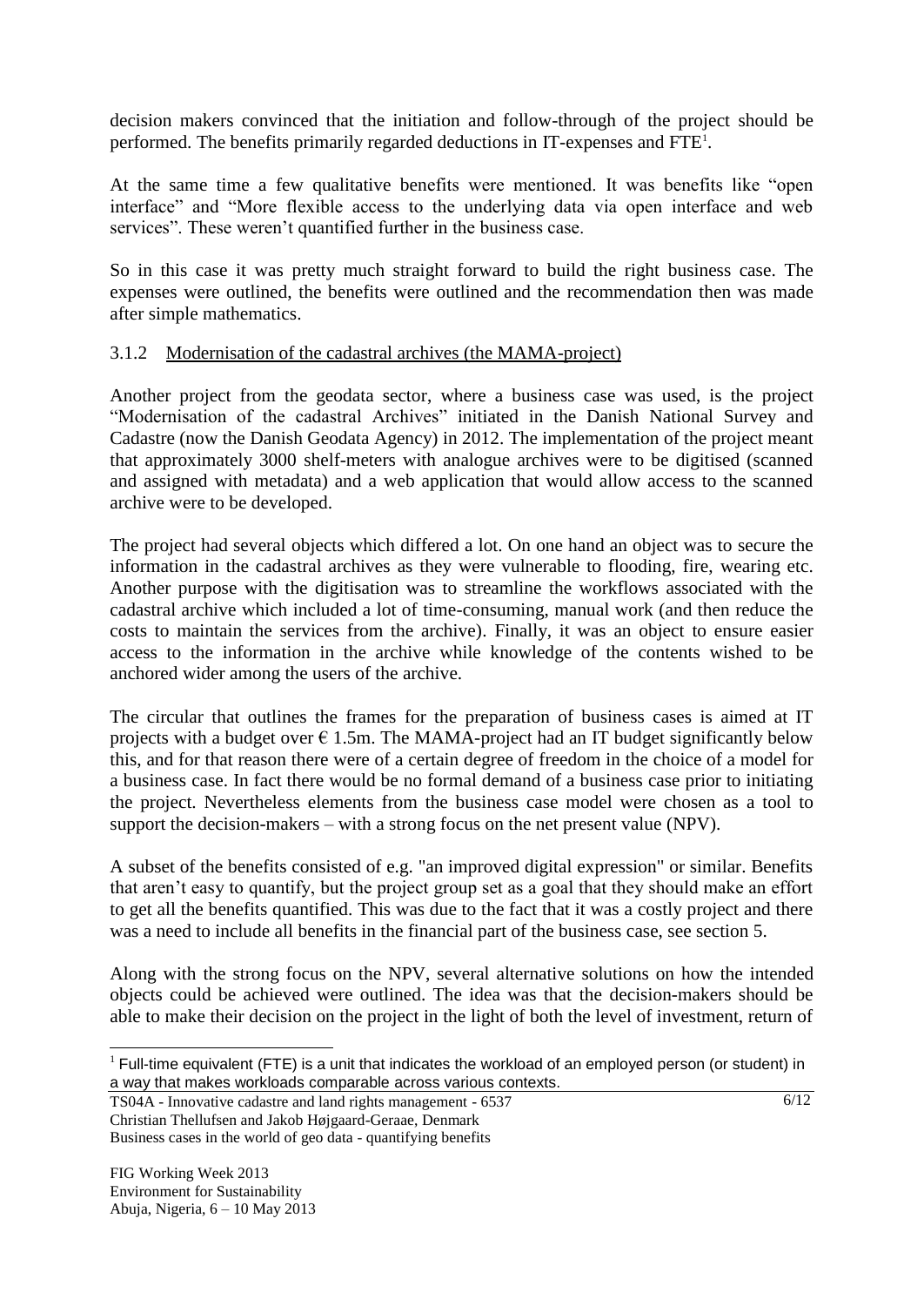decision makers convinced that the initiation and follow-through of the project should be performed. The benefits primarily regarded deductions in IT-expenses and FTE[1].

At the same time a few qualitative benefits were mentioned. It was benefits like "open interface" and "More flexible access to the underlying data via open interface and web services". These weren't quantified further in the business case.

So in this case it was pretty much straight forward to build the right business case. The expenses were outlined, the benefits were outlined and the recommendation then was made after simple mathematics.

### 3.1.2 Modernisation of the cadastral archives (the MAMA-project)

Another project from the geodata sector, where a business case was used, is the project "Modernisation of the cadastral Archives" initiated in the Danish National Survey and Cadastre (now the Danish Geodata Agency) in 2012. The implementation of the project meant that approximately 3000 shelf-meters with analogue archives were to be digitised (scanned and assigned with metadata) and a web application that would allow access to the scanned archive were to be developed.

The project had several objects which differed a lot. On one hand an object was to secure the information in the cadastral archives as they were vulnerable to flooding, fire, wearing etc. Another purpose with the digitisation was to streamline the workflows associated with the cadastral archive which included a lot of time-consuming, manual work (and then reduce the costs to maintain the services from the archive). Finally, it was an object to ensure easier access to the information in the archive while knowledge of the contents wished to be anchored wider among the users of the archive.

The circular that outlines the frames for the preparation of business cases is aimed at IT projects with a budget over € 1.5m. The MAMA-project had an IT budget significantly below this, and for that reason there were of a certain degree of freedom in the choice of a model for a business case. In fact there would be no formal demand of a business case prior to initiating the project. Nevertheless elements from the business case model were chosen as a tool to support the decision-makers – with a strong focus on the net present value (NPV).

A subset of the benefits consisted of e.g. "an improved digital expression" or similar. Benefits that aren't easy to quantify, but the project group set as a goal that they should make an effort to get all the benefits quantified. This was due to the fact that it was a costly project and there was a need to include all benefits in the financial part of the business case, see section 5.

Along with the strong focus on the NPV, several alternative solutions on how the intended objects could be achieved were outlined. The idea was that the decision-makers should be able to make their decision on the project in the light of both the level of investment, return of

[1] Full-time equivalent (FTE) is a unit that indicates the workload of an employed person (or student) in a way that makes workloads comparable across various contexts.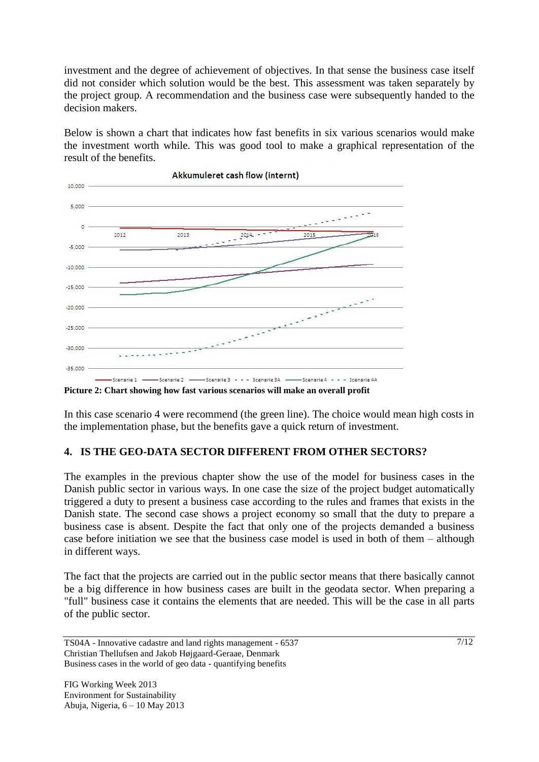investment and the degree of achievement of objectives. In that sense the business case itself did not consider which solution would be the best. This assessment was taken separately by the project group. A recommendation and the business case were subsequently handed to the decision makers.

Below is shown a chart that indicates how fast benefits in six various scenarios would make the investment worth while. This was good tool to make a graphical representation of the result of the benefits.

**Picture 2: Chart showing how fast various scenarios will make an overall profit**

In this case scenario 4 were recommend (the green line). The choice would mean high costs in the implementation phase, but the benefits gave a quick return of investment.

## 4. IS THE GEO-DATA SECTOR DIFFERENT FROM OTHER SECTORS?

The examples in the previous chapter show the use of the model for business cases in the Danish public sector in various ways. In one case the size of the project budget automatically triggered a duty to present a business case according to the rules and frames that exists in the Danish state. The second case shows a project economy so small that the duty to prepare a business case is absent. Despite the fact that only one of the projects demanded a business case before initiation we see that the business case model is used in both of them – although in different ways.

The fact that the projects are carried out in the public sector means that there basically cannot be a big difference in how business cases are built in the geodata sector. When preparing a "full" business case it contains the elements that are needed. This will be the case in all parts of the public sector.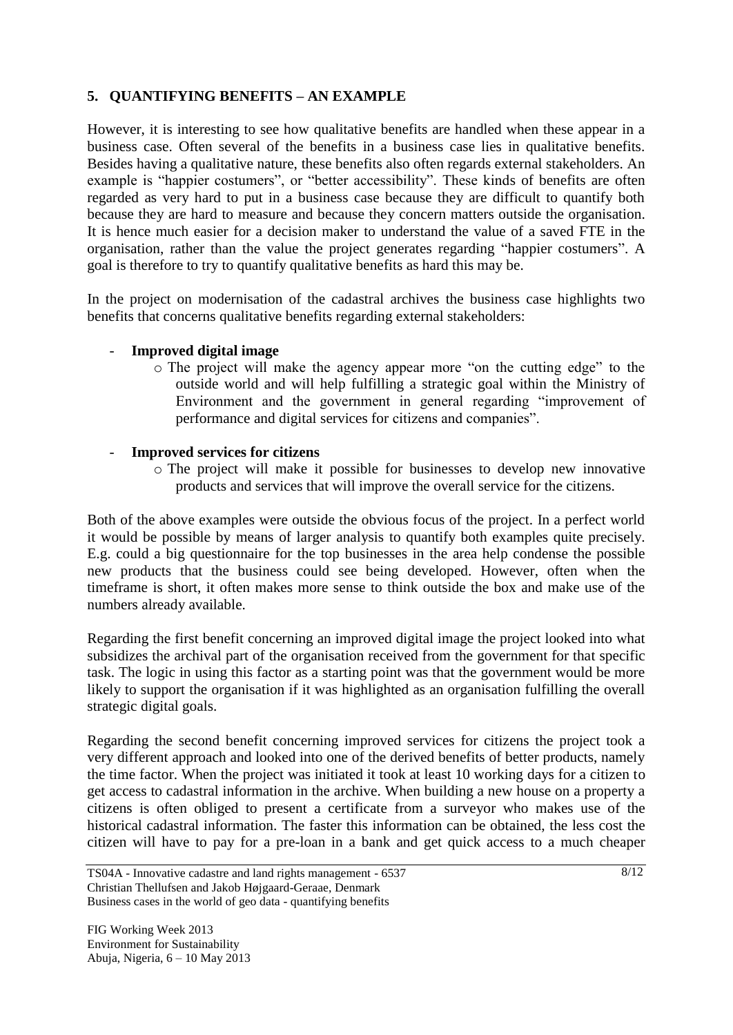## 5. QUANTIFYING BENEFITS – AN EXAMPLE

However, it is interesting to see how qualitative benefits are handled when these appear in a business case. Often several of the benefits in a business case lies in qualitative benefits. Besides having a qualitative nature, these benefits also often regards external stakeholders. An example is "happier costumers", or "better accessibility". These kinds of benefits are often regarded as very hard to put in a business case because they are difficult to quantify both because they are hard to measure and because they concern matters outside the organisation. It is hence much easier for a decision maker to understand the value of a saved FTE in the organisation, rather than the value the project generates regarding "happier costumers". A goal is therefore to try to quantify qualitative benefits as hard this may be.

In the project on modernisation of the cadastral archives the business case highlights two benefits that concerns qualitative benefits regarding external stakeholders:

- **Improved digital image**
  - The project will make the agency appear more "on the cutting edge" to the outside world and will help fulfilling a strategic goal within the Ministry of Environment and the government in general regarding "improvement of performance and digital services for citizens and companies".

- **Improved services for citizens**
  - The project will make it possible for businesses to develop new innovative products and services that will improve the overall service for the citizens.

Both of the above examples were outside the obvious focus of the project. In a perfect world it would be possible by means of larger analysis to quantify both examples quite precisely. E.g. could a big questionnaire for the top businesses in the area help condense the possible new products that the business could see being developed. However, often when the timeframe is short, it often makes more sense to think outside the box and make use of the numbers already available.

Regarding the first benefit concerning an improved digital image the project looked into what subsidizes the archival part of the organisation received from the government for that specific task. The logic in using this factor as a starting point was that the government would be more likely to support the organisation if it was highlighted as an organisation fulfilling the overall strategic digital goals.

Regarding the second benefit concerning improved services for citizens the project took a very different approach and looked into one of the derived benefits of better products, namely the time factor. When the project was initiated it took at least 10 working days for a citizen to get access to cadastral information in the archive. When building a new house on a property a citizens is often obliged to present a certificate from a surveyor who makes use of the historical cadastral information. The faster this information can be obtained, the less cost the citizen will have to pay for a pre-loan in a bank and get quick access to a much cheaper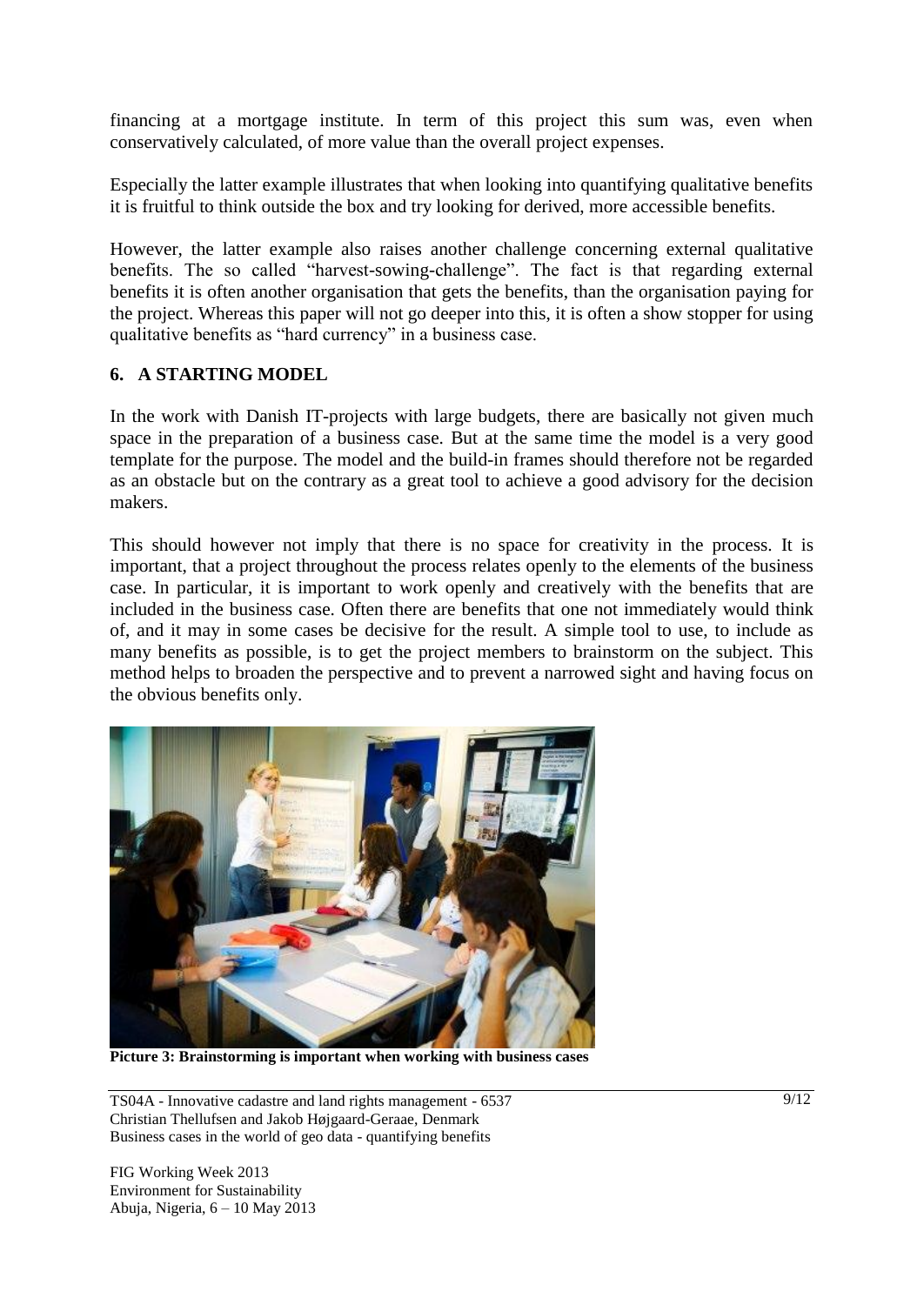financing at a mortgage institute. In term of this project this sum was, even when conservatively calculated, of more value than the overall project expenses.

Especially the latter example illustrates that when looking into quantifying qualitative benefits it is fruitful to think outside the box and try looking for derived, more accessible benefits.

However, the latter example also raises another challenge concerning external qualitative benefits. The so called "harvest-sowing-challenge". The fact is that regarding external benefits it is often another organisation that gets the benefits, than the organisation paying for the project. Whereas this paper will not go deeper into this, it is often a show stopper for using qualitative benefits as "hard currency" in a business case.

## 6. A STARTING MODEL

In the work with Danish IT-projects with large budgets, there are basically not given much space in the preparation of a business case. But at the same time the model is a very good template for the purpose. The model and the build-in frames should therefore not be regarded as an obstacle but on the contrary as a great tool to achieve a good advisory for the decision makers.

This should however not imply that there is no space for creativity in the process. It is important, that a project throughout the process relates openly to the elements of the business case. In particular, it is important to work openly and creatively with the benefits that are included in the business case. Often there are benefits that one not immediately would think of, and it may in some cases be decisive for the result. A simple tool to use, to include as many benefits as possible, is to get the project members to brainstorm on the subject. This method helps to broaden the perspective and to prevent a narrowed sight and having focus on the obvious benefits only.

**Picture 3: Brainstorming is important when working with business cases**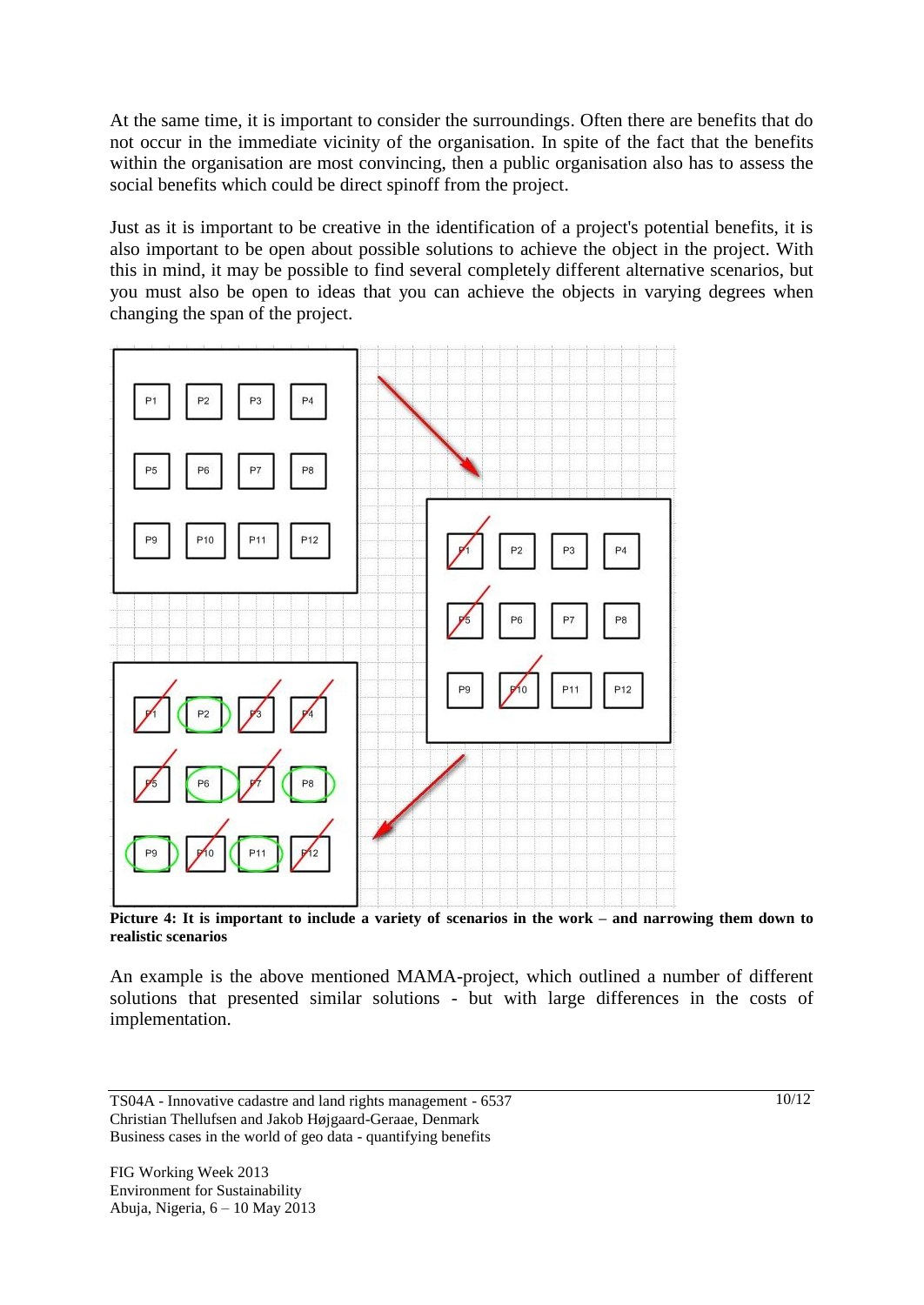At the same time, it is important to consider the surroundings. Often there are benefits that do not occur in the immediate vicinity of the organisation. In spite of the fact that the benefits within the organisation are most convincing, then a public organisation also has to assess the social benefits which could be direct spinoff from the project.

Just as it is important to be creative in the identification of a project's potential benefits, it is also important to be open about possible solutions to achieve the object in the project. With this in mind, it may be possible to find several completely different alternative scenarios, but you must also be open to ideas that you can achieve the objects in varying degrees when changing the span of the project.

**Picture 4: It is important to include a variety of scenarios in the work – and narrowing them down to realistic scenarios**

An example is the above mentioned MAMA-project, which outlined a number of different solutions that presented similar solutions - but with large differences in the costs of implementation.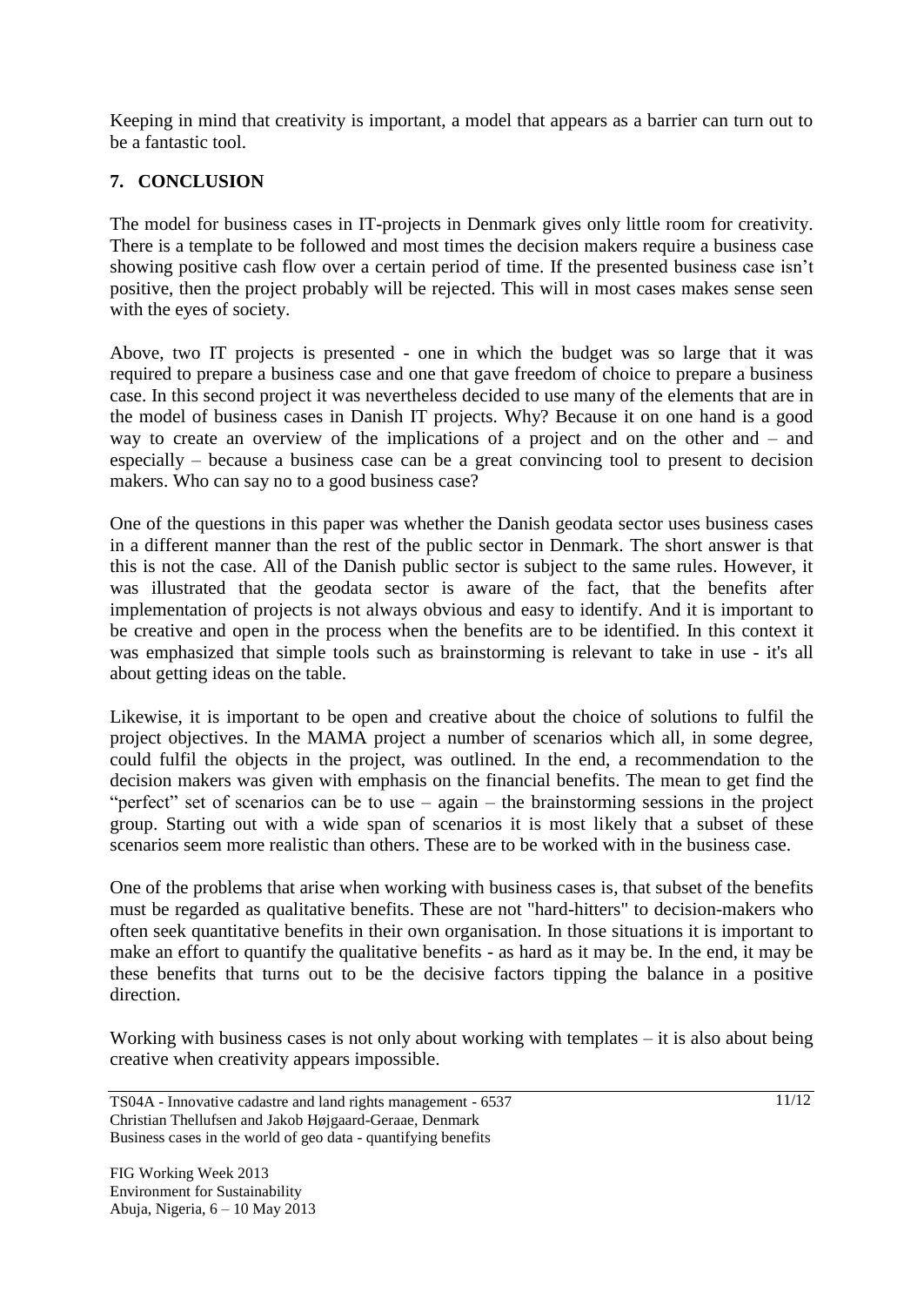Keeping in mind that creativity is important, a model that appears as a barrier can turn out to be a fantastic tool.

## 7. CONCLUSION

The model for business cases in IT-projects in Denmark gives only little room for creativity. There is a template to be followed and most times the decision makers require a business case showing positive cash flow over a certain period of time. If the presented business case isn't positive, then the project probably will be rejected. This will in most cases makes sense seen with the eyes of society.

Above, two IT projects is presented - one in which the budget was so large that it was required to prepare a business case and one that gave freedom of choice to prepare a business case. In this second project it was nevertheless decided to use many of the elements that are in the model of business cases in Danish IT projects. Why? Because it on one hand is a good way to create an overview of the implications of a project and on the other and – and especially – because a business case can be a great convincing tool to present to decision makers. Who can say no to a good business case?

One of the questions in this paper was whether the Danish geodata sector uses business cases in a different manner than the rest of the public sector in Denmark. The short answer is that this is not the case. All of the Danish public sector is subject to the same rules. However, it was illustrated that the geodata sector is aware of the fact, that the benefits after implementation of projects is not always obvious and easy to identify. And it is important to be creative and open in the process when the benefits are to be identified. In this context it was emphasized that simple tools such as brainstorming is relevant to take in use - it's all about getting ideas on the table.

Likewise, it is important to be open and creative about the choice of solutions to fulfil the project objectives. In the MAMA project a number of scenarios which all, in some degree, could fulfil the objects in the project, was outlined. In the end, a recommendation to the decision makers was given with emphasis on the financial benefits. The mean to get find the "perfect" set of scenarios can be to use – again – the brainstorming sessions in the project group. Starting out with a wide span of scenarios it is most likely that a subset of these scenarios seem more realistic than others. These are to be worked with in the business case.

One of the problems that arise when working with business cases is, that subset of the benefits must be regarded as qualitative benefits. These are not "hard-hitters" to decision-makers who often seek quantitative benefits in their own organisation. In those situations it is important to make an effort to quantify the qualitative benefits - as hard as it may be. In the end, it may be these benefits that turns out to be the decisive factors tipping the balance in a positive direction.

Working with business cases is not only about working with templates – it is also about being creative when creativity appears impossible.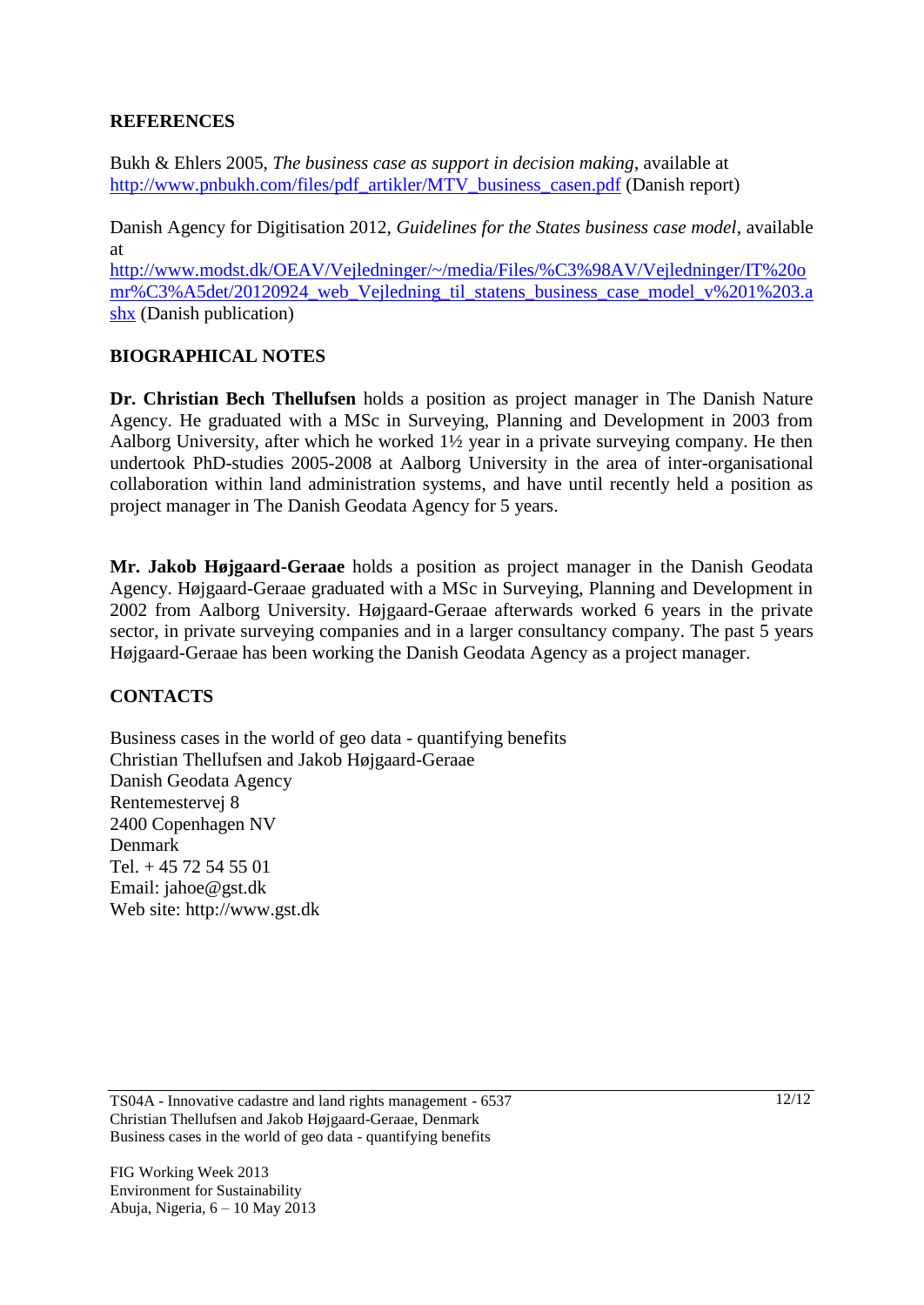## REFERENCES

Bukh & Ehlers 2005, *The business case as support in decision making*, available at http://www.pnbukh.com/files/pdf_artikler/MTV_business_casen.pdf (Danish report)

Danish Agency for Digitisation 2012, *Guidelines for the States business case model*, available at http://www.modst.dk/OEAV/Vejledninger/~/media/Files/%C3%98AV/Vejledninger/IT%20omr%C3%A5det/20120924_web_Vejledning_til_statens_business_case_model_v%201%203.ashx (Danish publication)

## BIOGRAPHICAL NOTES

**Dr. Christian Bech Thellufsen** holds a position as project manager in The Danish Nature Agency. He graduated with a MSc in Surveying, Planning and Development in 2003 from Aalborg University, after which he worked 1½ year in a private surveying company. He then undertook PhD-studies 2005-2008 at Aalborg University in the area of inter-organisational collaboration within land administration systems, and have until recently held a position as project manager in The Danish Geodata Agency for 5 years.

**Mr. Jakob Højgaard-Geraae** holds a position as project manager in the Danish Geodata Agency. Højgaard-Geraae graduated with a MSc in Surveying, Planning and Development in 2002 from Aalborg University. Højgaard-Geraae afterwards worked 6 years in the private sector, in private surveying companies and in a larger consultancy company. The past 5 years Højgaard-Geraae has been working the Danish Geodata Agency as a project manager.

## CONTACTS

Business cases in the world of geo data - quantifying benefits
Christian Thellufsen and Jakob Højgaard-Geraae
Danish Geodata Agency
Rentemestervej 8
2400 Copenhagen NV
Denmark
Tel. + 45 72 54 55 01
Email: jahoe@gst.dk
Web site: http://www.gst.dk